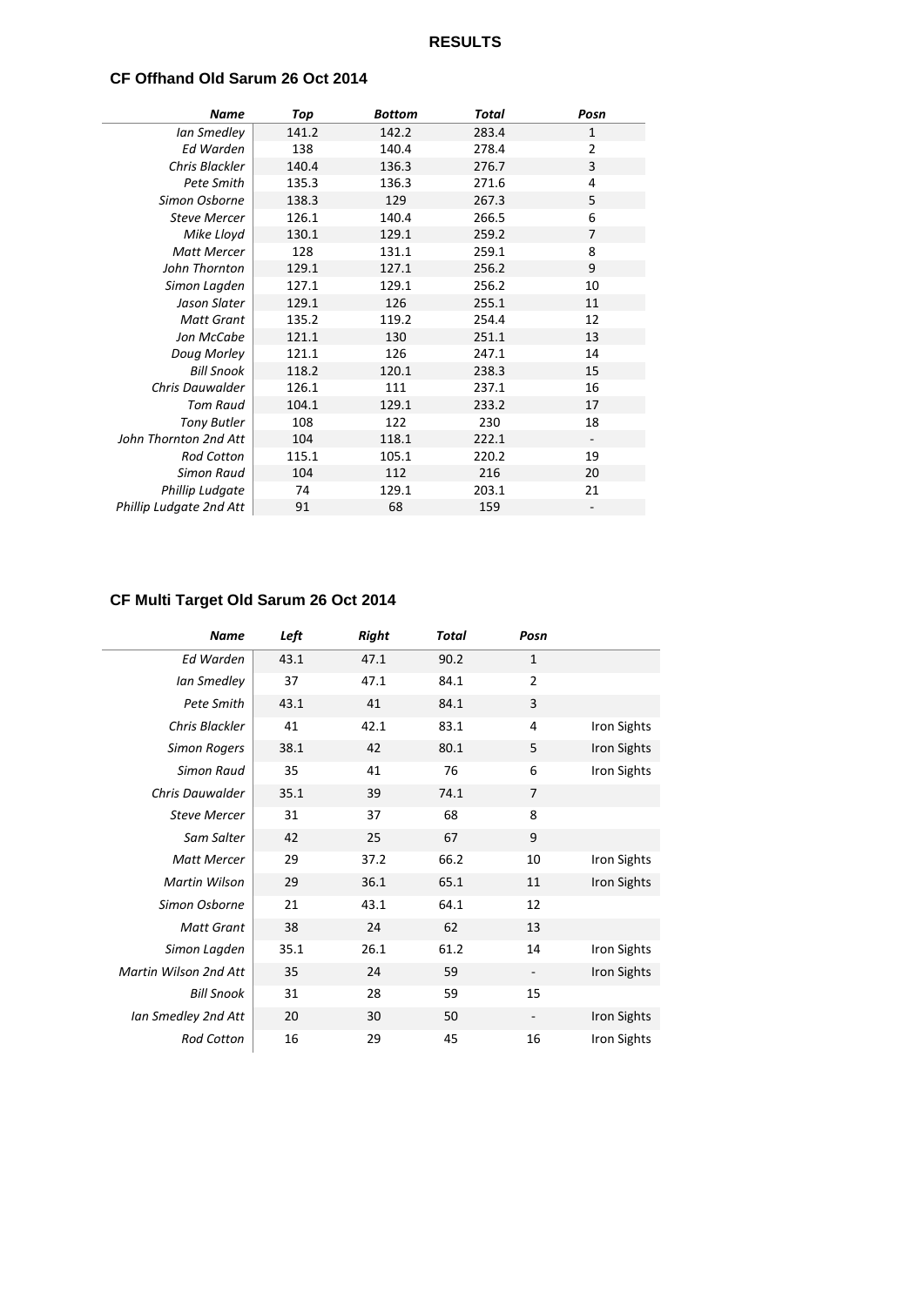# RESULTS

## CF Offhand Old Sarum 26 Oct 2014

| Name | Top | Bottom | Total | Posn |
|---|---|---|---|---|
| Ian Smedley | 141.2 | 142.2 | 283.4 | 1 |
| Ed Warden | 138 | 140.4 | 278.4 | 2 |
| Chris Blackler | 140.4 | 136.3 | 276.7 | 3 |
| Pete Smith | 135.3 | 136.3 | 271.6 | 4 |
| Simon Osborne | 138.3 | 129 | 267.3 | 5 |
| Steve Mercer | 126.1 | 140.4 | 266.5 | 6 |
| Mike Lloyd | 130.1 | 129.1 | 259.2 | 7 |
| Matt Mercer | 128 | 131.1 | 259.1 | 8 |
| John Thornton | 129.1 | 127.1 | 256.2 | 9 |
| Simon Lagden | 127.1 | 129.1 | 256.2 | 10 |
| Jason Slater | 129.1 | 126 | 255.1 | 11 |
| Matt Grant | 135.2 | 119.2 | 254.4 | 12 |
| Jon McCabe | 121.1 | 130 | 251.1 | 13 |
| Doug Morley | 121.1 | 126 | 247.1 | 14 |
| Bill Snook | 118.2 | 120.1 | 238.3 | 15 |
| Chris Dauwalder | 126.1 | 111 | 237.1 | 16 |
| Tom Raud | 104.1 | 129.1 | 233.2 | 17 |
| Tony Butler | 108 | 122 | 230 | 18 |
| John Thornton 2nd Att | 104 | 118.1 | 222.1 | - |
| Rod Cotton | 115.1 | 105.1 | 220.2 | 19 |
| Simon Raud | 104 | 112 | 216 | 20 |
| Phillip Ludgate | 74 | 129.1 | 203.1 | 21 |
| Phillip Ludgate 2nd Att | 91 | 68 | 159 | - |

## CF Multi Target Old Sarum 26 Oct 2014

| Name | Left | Right | Total | Posn | |
|---|---|---|---|---|---|
| Ed Warden | 43.1 | 47.1 | 90.2 | 1 | |
| Ian Smedley | 37 | 47.1 | 84.1 | 2 | |
| Pete Smith | 43.1 | 41 | 84.1 | 3 | |
| Chris Blackler | 41 | 42.1 | 83.1 | 4 | Iron Sights |
| Simon Rogers | 38.1 | 42 | 80.1 | 5 | Iron Sights |
| Simon Raud | 35 | 41 | 76 | 6 | Iron Sights |
| Chris Dauwalder | 35.1 | 39 | 74.1 | 7 | |
| Steve Mercer | 31 | 37 | 68 | 8 | |
| Sam Salter | 42 | 25 | 67 | 9 | |
| Matt Mercer | 29 | 37.2 | 66.2 | 10 | Iron Sights |
| Martin Wilson | 29 | 36.1 | 65.1 | 11 | Iron Sights |
| Simon Osborne | 21 | 43.1 | 64.1 | 12 | |
| Matt Grant | 38 | 24 | 62 | 13 | |
| Simon Lagden | 35.1 | 26.1 | 61.2 | 14 | Iron Sights |
| Martin Wilson 2nd Att | 35 | 24 | 59 | - | Iron Sights |
| Bill Snook | 31 | 28 | 59 | 15 | |
| Ian Smedley 2nd Att | 20 | 30 | 50 | - | Iron Sights |
| Rod Cotton | 16 | 29 | 45 | 16 | Iron Sights |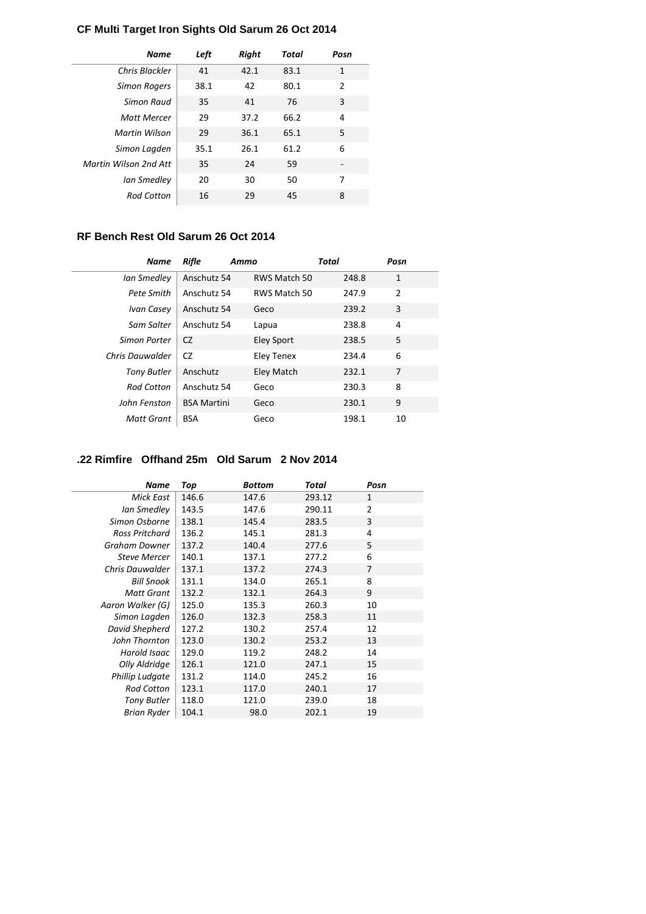## CF Multi Target Iron Sights Old Sarum 26 Oct 2014

| *Name* | *Left* | *Right* | *Total* | *Posn* |
|---|---|---|---|---|
| *Chris Blackler* | 41 | 42.1 | 83.1 | 1 |
| *Simon Rogers* | 38.1 | 42 | 80.1 | 2 |
| *Simon Raud* | 35 | 41 | 76 | 3 |
| *Matt Mercer* | 29 | 37.2 | 66.2 | 4 |
| *Martin Wilson* | 29 | 36.1 | 65.1 | 5 |
| *Simon Lagden* | 35.1 | 26.1 | 61.2 | 6 |
| *Martin Wilson 2nd Att* | 35 | 24 | 59 | - |
| *Ian Smedley* | 20 | 30 | 50 | 7 |
| *Rod Cotton* | 16 | 29 | 45 | 8 |

## RF Bench Rest Old Sarum 26 Oct 2014

| *Name* | *Rifle* | *Ammo* | *Total* | *Posn* |
|---|---|---|---|---|
| *Ian Smedley* | Anschutz 54 | RWS Match 50 | 248.8 | 1 |
| *Pete Smith* | Anschutz 54 | RWS Match 50 | 247.9 | 2 |
| *Ivan Casey* | Anschutz 54 | Geco | 239.2 | 3 |
| *Sam Salter* | Anschutz 54 | Lapua | 238.8 | 4 |
| *Simon Porter* | CZ | Eley Sport | 238.5 | 5 |
| *Chris Dauwalder* | CZ | Eley Tenex | 234.4 | 6 |
| *Tony Butler* | Anschutz | Eley Match | 232.1 | 7 |
| *Rod Cotton* | Anschutz 54 | Geco | 230.3 | 8 |
| *John Fenston* | BSA Martini | Geco | 230.1 | 9 |
| *Matt Grant* | BSA | Geco | 198.1 | 10 |

## .22 Rimfire Offhand 25m Old Sarum 2 Nov 2014

| *Name* | *Top* | *Bottom* | *Total* | *Posn* |
|---|---|---|---|---|
| *Mick East* | 146.6 | 147.6 | 293.12 | 1 |
| *Ian Smedley* | 143.5 | 147.6 | 290.11 | 2 |
| *Simon Osborne* | 138.1 | 145.4 | 283.5 | 3 |
| *Ross Pritchard* | 136.2 | 145.1 | 281.3 | 4 |
| *Graham Downer* | 137.2 | 140.4 | 277.6 | 5 |
| *Steve Mercer* | 140.1 | 137.1 | 277.2 | 6 |
| *Chris Dauwalder* | 137.1 | 137.2 | 274.3 | 7 |
| *Bill Snook* | 131.1 | 134.0 | 265.1 | 8 |
| *Matt Grant* | 132.2 | 132.1 | 264.3 | 9 |
| *Aaron Walker (G)* | 125.0 | 135.3 | 260.3 | 10 |
| *Simon Lagden* | 126.0 | 132.3 | 258.3 | 11 |
| *David Shepherd* | 127.2 | 130.2 | 257.4 | 12 |
| *John Thornton* | 123.0 | 130.2 | 253.2 | 13 |
| *Harold Isaac* | 129.0 | 119.2 | 248.2 | 14 |
| *Olly Aldridge* | 126.1 | 121.0 | 247.1 | 15 |
| *Phillip Ludgate* | 131.2 | 114.0 | 245.2 | 16 |
| *Rod Cotton* | 123.1 | 117.0 | 240.1 | 17 |
| *Tony Butler* | 118.0 | 121.0 | 239.0 | 18 |
| *Brian Ryder* | 104.1 | 98.0 | 202.1 | 19 |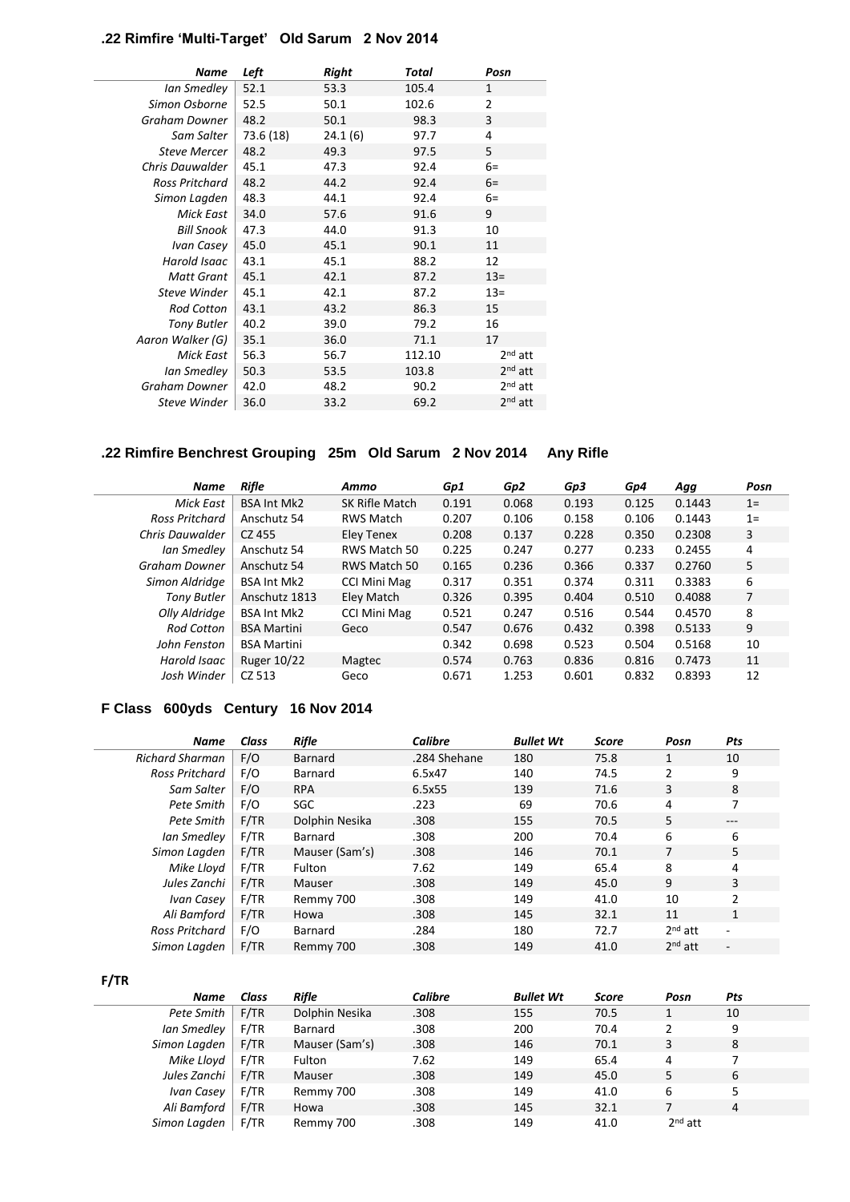## .22 Rimfire 'Multi-Target' Old Sarum 2 Nov 2014

| Name | Left | Right | Total | Posn |
|---|---|---|---|---|
| Ian Smedley | 52.1 | 53.3 | 105.4 | 1 |
| Simon Osborne | 52.5 | 50.1 | 102.6 | 2 |
| Graham Downer | 48.2 | 50.1 | 98.3 | 3 |
| Sam Salter | 73.6 (18) | 24.1 (6) | 97.7 | 4 |
| Steve Mercer | 48.2 | 49.3 | 97.5 | 5 |
| Chris Dauwalder | 45.1 | 47.3 | 92.4 | 6= |
| Ross Pritchard | 48.2 | 44.2 | 92.4 | 6= |
| Simon Lagden | 48.3 | 44.1 | 92.4 | 6= |
| Mick East | 34.0 | 57.6 | 91.6 | 9 |
| Bill Snook | 47.3 | 44.0 | 91.3 | 10 |
| Ivan Casey | 45.0 | 45.1 | 90.1 | 11 |
| Harold Isaac | 43.1 | 45.1 | 88.2 | 12 |
| Matt Grant | 45.1 | 42.1 | 87.2 | 13= |
| Steve Winder | 45.1 | 42.1 | 87.2 | 13= |
| Rod Cotton | 43.1 | 43.2 | 86.3 | 15 |
| Tony Butler | 40.2 | 39.0 | 79.2 | 16 |
| Aaron Walker (G) | 35.1 | 36.0 | 71.1 | 17 |
| Mick East | 56.3 | 56.7 | 112.10 | 2nd att |
| Ian Smedley | 50.3 | 53.5 | 103.8 | 2nd att |
| Graham Downer | 42.0 | 48.2 | 90.2 | 2nd att |
| Steve Winder | 36.0 | 33.2 | 69.2 | 2nd att |

## .22 Rimfire Benchrest Grouping 25m Old Sarum 2 Nov 2014 Any Rifle

| Name | Rifle | Ammo | Gp1 | Gp2 | Gp3 | Gp4 | Agg | Posn |
|---|---|---|---|---|---|---|---|---|
| Mick East | BSA Int Mk2 | SK Rifle Match | 0.191 | 0.068 | 0.193 | 0.125 | 0.1443 | 1= |
| Ross Pritchard | Anschutz 54 | RWS Match | 0.207 | 0.106 | 0.158 | 0.106 | 0.1443 | 1= |
| Chris Dauwalder | CZ 455 | Eley Tenex | 0.208 | 0.137 | 0.228 | 0.350 | 0.2308 | 3 |
| Ian Smedley | Anschutz 54 | RWS Match 50 | 0.225 | 0.247 | 0.277 | 0.233 | 0.2455 | 4 |
| Graham Downer | Anschutz 54 | RWS Match 50 | 0.165 | 0.236 | 0.366 | 0.337 | 0.2760 | 5 |
| Simon Aldridge | BSA Int Mk2 | CCI Mini Mag | 0.317 | 0.351 | 0.374 | 0.311 | 0.3383 | 6 |
| Tony Butler | Anschutz 1813 | Eley Match | 0.326 | 0.395 | 0.404 | 0.510 | 0.4088 | 7 |
| Olly Aldridge | BSA Int Mk2 | CCI Mini Mag | 0.521 | 0.247 | 0.516 | 0.544 | 0.4570 | 8 |
| Rod Cotton | BSA Martini | Geco | 0.547 | 0.676 | 0.432 | 0.398 | 0.5133 | 9 |
| John Fenston | BSA Martini | | 0.342 | 0.698 | 0.523 | 0.504 | 0.5168 | 10 |
| Harold Isaac | Ruger 10/22 | Magtec | 0.574 | 0.763 | 0.836 | 0.816 | 0.7473 | 11 |
| Josh Winder | CZ 513 | Geco | 0.671 | 1.253 | 0.601 | 0.832 | 0.8393 | 12 |

## F Class 600yds Century 16 Nov 2014

| Name | Class | Rifle | Calibre | Bullet Wt | Score | Posn | Pts |
|---|---|---|---|---|---|---|---|
| Richard Sharman | F/O | Barnard | .284 Shehane | 180 | 75.8 | 1 | 10 |
| Ross Pritchard | F/O | Barnard | 6.5x47 | 140 | 74.5 | 2 | 9 |
| Sam Salter | F/O | RPA | 6.5x55 | 139 | 71.6 | 3 | 8 |
| Pete Smith | F/O | SGC | .223 | 69 | 70.6 | 4 | 7 |
| Pete Smith | F/TR | Dolphin Nesika | .308 | 155 | 70.5 | 5 | --- |
| Ian Smedley | F/TR | Barnard | .308 | 200 | 70.4 | 6 | 6 |
| Simon Lagden | F/TR | Mauser (Sam's) | .308 | 146 | 70.1 | 7 | 5 |
| Mike Lloyd | F/TR | Fulton | 7.62 | 149 | 65.4 | 8 | 4 |
| Jules Zanchi | F/TR | Mauser | .308 | 149 | 45.0 | 9 | 3 |
| Ivan Casey | F/TR | Remmy 700 | .308 | 149 | 41.0 | 10 | 2 |
| Ali Bamford | F/TR | Howa | .308 | 145 | 32.1 | 11 | 1 |
| Ross Pritchard | F/O | Barnard | .284 | 180 | 72.7 | 2nd att | - |
| Simon Lagden | F/TR | Remmy 700 | .308 | 149 | 41.0 | 2nd att | - |

**F/TR**

| Name | Class | Rifle | Calibre | Bullet Wt | Score | Posn | Pts |
|---|---|---|---|---|---|---|---|
| Pete Smith | F/TR | Dolphin Nesika | .308 | 155 | 70.5 | 1 | 10 |
| Ian Smedley | F/TR | Barnard | .308 | 200 | 70.4 | 2 | 9 |
| Simon Lagden | F/TR | Mauser (Sam's) | .308 | 146 | 70.1 | 3 | 8 |
| Mike Lloyd | F/TR | Fulton | 7.62 | 149 | 65.4 | 4 | 7 |
| Jules Zanchi | F/TR | Mauser | .308 | 149 | 45.0 | 5 | 6 |
| Ivan Casey | F/TR | Remmy 700 | .308 | 149 | 41.0 | 6 | 5 |
| Ali Bamford | F/TR | Howa | .308 | 145 | 32.1 | 7 | 4 |
| Simon Lagden | F/TR | Remmy 700 | .308 | 149 | 41.0 | 2nd att | |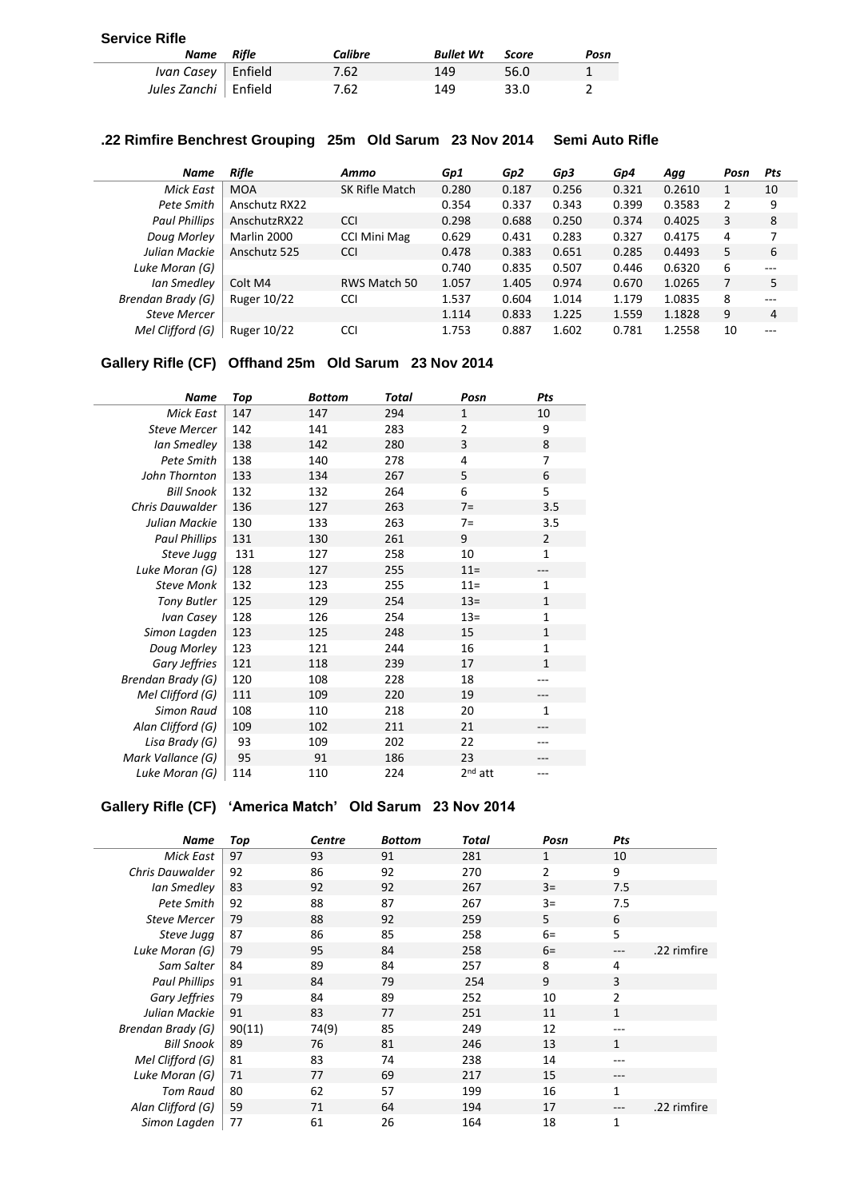### Service Rifle

| Name | Rifle | Calibre | Bullet Wt | Score | Posn |
|---|---|---|---|---|---|
| Ivan Casey | Enfield | 7.62 | 149 | 56.0 | 1 |
| Jules Zanchi | Enfield | 7.62 | 149 | 33.0 | 2 |

### .22 Rimfire Benchrest Grouping 25m Old Sarum 23 Nov 2014 Semi Auto Rifle

| Name | Rifle | Ammo | Gp1 | Gp2 | Gp3 | Gp4 | Agg | Posn | Pts |
|---|---|---|---|---|---|---|---|---|---|
| Mick East | MOA | SK Rifle Match | 0.280 | 0.187 | 0.256 | 0.321 | 0.2610 | 1 | 10 |
| Pete Smith | Anschutz RX22 | | 0.354 | 0.337 | 0.343 | 0.399 | 0.3583 | 2 | 9 |
| Paul Phillips | AnschutzRX22 | CCI | 0.298 | 0.688 | 0.250 | 0.374 | 0.4025 | 3 | 8 |
| Doug Morley | Marlin 2000 | CCI Mini Mag | 0.629 | 0.431 | 0.283 | 0.327 | 0.4175 | 4 | 7 |
| Julian Mackie | Anschutz 525 | CCI | 0.478 | 0.383 | 0.651 | 0.285 | 0.4493 | 5 | 6 |
| Luke Moran (G) | | | 0.740 | 0.835 | 0.507 | 0.446 | 0.6320 | 6 | --- |
| Ian Smedley | Colt M4 | RWS Match 50 | 1.057 | 1.405 | 0.974 | 0.670 | 1.0265 | 7 | 5 |
| Brendan Brady (G) | Ruger 10/22 | CCI | 1.537 | 0.604 | 1.014 | 1.179 | 1.0835 | 8 | --- |
| Steve Mercer | | | 1.114 | 0.833 | 1.225 | 1.559 | 1.1828 | 9 | 4 |
| Mel Clifford (G) | Ruger 10/22 | CCI | 1.753 | 0.887 | 1.602 | 0.781 | 1.2558 | 10 | --- |

### Gallery Rifle (CF) Offhand 25m Old Sarum 23 Nov 2014

| Name | Top | Bottom | Total | Posn | Pts |
|---|---|---|---|---|---|
| Mick East | 147 | 147 | 294 | 1 | 10 |
| Steve Mercer | 142 | 141 | 283 | 2 | 9 |
| Ian Smedley | 138 | 142 | 280 | 3 | 8 |
| Pete Smith | 138 | 140 | 278 | 4 | 7 |
| John Thornton | 133 | 134 | 267 | 5 | 6 |
| Bill Snook | 132 | 132 | 264 | 6 | 5 |
| Chris Dauwalder | 136 | 127 | 263 | 7= | 3.5 |
| Julian Mackie | 130 | 133 | 263 | 7= | 3.5 |
| Paul Phillips | 131 | 130 | 261 | 9 | 2 |
| Steve Jugg | 131 | 127 | 258 | 10 | 1 |
| Luke Moran (G) | 128 | 127 | 255 | 11= | --- |
| Steve Monk | 132 | 123 | 255 | 11= | 1 |
| Tony Butler | 125 | 129 | 254 | 13= | 1 |
| Ivan Casey | 128 | 126 | 254 | 13= | 1 |
| Simon Lagden | 123 | 125 | 248 | 15 | 1 |
| Doug Morley | 123 | 121 | 244 | 16 | 1 |
| Gary Jeffries | 121 | 118 | 239 | 17 | 1 |
| Brendan Brady (G) | 120 | 108 | 228 | 18 | --- |
| Mel Clifford (G) | 111 | 109 | 220 | 19 | --- |
| Simon Raud | 108 | 110 | 218 | 20 | 1 |
| Alan Clifford (G) | 109 | 102 | 211 | 21 | --- |
| Lisa Brady (G) | 93 | 109 | 202 | 22 | --- |
| Mark Vallance (G) | 95 | 91 | 186 | 23 | --- |
| Luke Moran (G) | 114 | 110 | 224 | 2nd att | --- |

### Gallery Rifle (CF) 'America Match' Old Sarum 23 Nov 2014

| Name | Top | Centre | Bottom | Total | Posn | Pts | |
|---|---|---|---|---|---|---|---|
| Mick East | 97 | 93 | 91 | 281 | 1 | 10 | |
| Chris Dauwalder | 92 | 86 | 92 | 270 | 2 | 9 | |
| Ian Smedley | 83 | 92 | 92 | 267 | 3= | 7.5 | |
| Pete Smith | 92 | 88 | 87 | 267 | 3= | 7.5 | |
| Steve Mercer | 79 | 88 | 92 | 259 | 5 | 6 | |
| Steve Jugg | 87 | 86 | 85 | 258 | 6= | 5 | |
| Luke Moran (G) | 79 | 95 | 84 | 258 | 6= | --- | .22 rimfire |
| Sam Salter | 84 | 89 | 84 | 257 | 8 | 4 | |
| Paul Phillips | 91 | 84 | 79 | 254 | 9 | 3 | |
| Gary Jeffries | 79 | 84 | 89 | 252 | 10 | 2 | |
| Julian Mackie | 91 | 83 | 77 | 251 | 11 | 1 | |
| Brendan Brady (G) | 90(11) | 74(9) | 85 | 249 | 12 | --- | |
| Bill Snook | 89 | 76 | 81 | 246 | 13 | 1 | |
| Mel Clifford (G) | 81 | 83 | 74 | 238 | 14 | --- | |
| Luke Moran (G) | 71 | 77 | 69 | 217 | 15 | --- | |
| Tom Raud | 80 | 62 | 57 | 199 | 16 | 1 | |
| Alan Clifford (G) | 59 | 71 | 64 | 194 | 17 | --- | .22 rimfire |
| Simon Lagden | 77 | 61 | 26 | 164 | 18 | 1 | |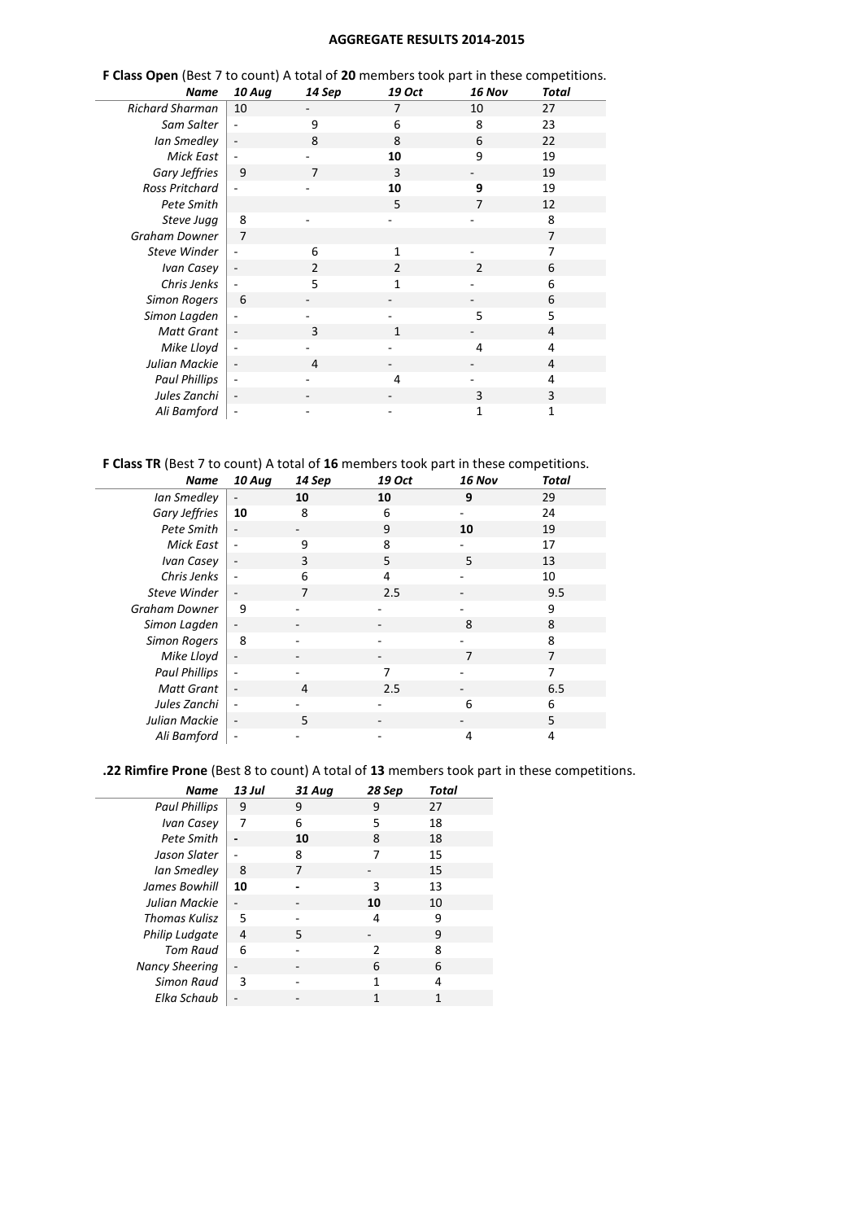# AGGREGATE RESULTS 2014-2015

**F Class Open** (Best 7 to count) A total of **20** members took part in these competitions.

| *Name* | *10 Aug* | *14 Sep* | *19 Oct* | *16 Nov* | *Total* |
|---|---|---|---|---|---|
| *Richard Sharman* | 10 | - | 7 | 10 | 27 |
| *Sam Salter* | - | 9 | 6 | 8 | 23 |
| *Ian Smedley* | - | 8 | 8 | 6 | 22 |
| *Mick East* | - | - | **10** | 9 | 19 |
| *Gary Jeffries* | 9 | 7 | 3 | - | 19 |
| *Ross Pritchard* | - | - | **10** | **9** | 19 |
| *Pete Smith* | | | 5 | 7 | 12 |
| *Steve Jugg* | 8 | - | - | - | 8 |
| *Graham Downer* | 7 | | | | 7 |
| *Steve Winder* | - | 6 | 1 | - | 7 |
| *Ivan Casey* | - | 2 | 2 | 2 | 6 |
| *Chris Jenks* | - | 5 | 1 | - | 6 |
| *Simon Rogers* | 6 | - | - | - | 6 |
| *Simon Lagden* | - | - | - | 5 | 5 |
| *Matt Grant* | - | 3 | 1 | - | 4 |
| *Mike Lloyd* | - | - | - | 4 | 4 |
| *Julian Mackie* | - | 4 | - | - | 4 |
| *Paul Phillips* | - | - | 4 | - | 4 |
| *Jules Zanchi* | - | - | - | 3 | 3 |
| *Ali Bamford* | - | - | - | 1 | 1 |

**F Class TR** (Best 7 to count) A total of **16** members took part in these competitions.

| *Name* | *10 Aug* | *14 Sep* | *19 Oct* | *16 Nov* | *Total* |
|---|---|---|---|---|---|
| *Ian Smedley* | - | **10** | **10** | **9** | 29 |
| *Gary Jeffries* | **10** | 8 | 6 | - | 24 |
| *Pete Smith* | - | - | 9 | **10** | 19 |
| *Mick East* | - | 9 | 8 | - | 17 |
| *Ivan Casey* | - | 3 | 5 | 5 | 13 |
| *Chris Jenks* | - | 6 | 4 | - | 10 |
| *Steve Winder* | - | 7 | 2.5 | - | 9.5 |
| *Graham Downer* | 9 | - | - | - | 9 |
| *Simon Lagden* | - | - | - | 8 | 8 |
| *Simon Rogers* | 8 | - | - | - | 8 |
| *Mike Lloyd* | - | - | - | 7 | 7 |
| *Paul Phillips* | - | - | 7 | - | 7 |
| *Matt Grant* | - | 4 | 2.5 | - | 6.5 |
| *Jules Zanchi* | - | - | - | 6 | 6 |
| *Julian Mackie* | - | 5 | - | - | 5 |
| *Ali Bamford* | - | - | - | 4 | 4 |

**.22 Rimfire Prone** (Best 8 to count) A total of **13** members took part in these competitions.

| *Name* | *13 Jul* | *31 Aug* | *28 Sep* | *Total* |
|---|---|---|---|---|
| *Paul Phillips* | 9 | 9 | 9 | 27 |
| *Ivan Casey* | 7 | 6 | 5 | 18 |
| *Pete Smith* | - | **10** | 8 | 18 |
| *Jason Slater* | - | 8 | 7 | 15 |
| *Ian Smedley* | 8 | 7 | - | 15 |
| *James Bowhill* | **10** | - | 3 | 13 |
| *Julian Mackie* | - | - | **10** | 10 |
| *Thomas Kulisz* | 5 | - | 4 | 9 |
| *Philip Ludgate* | 4 | 5 | - | 9 |
| *Tom Raud* | 6 | - | 2 | 8 |
| *Nancy Sheering* | - | - | 6 | 6 |
| *Simon Raud* | 3 | - | 1 | 4 |
| *Elka Schaub* | - | - | 1 | 1 |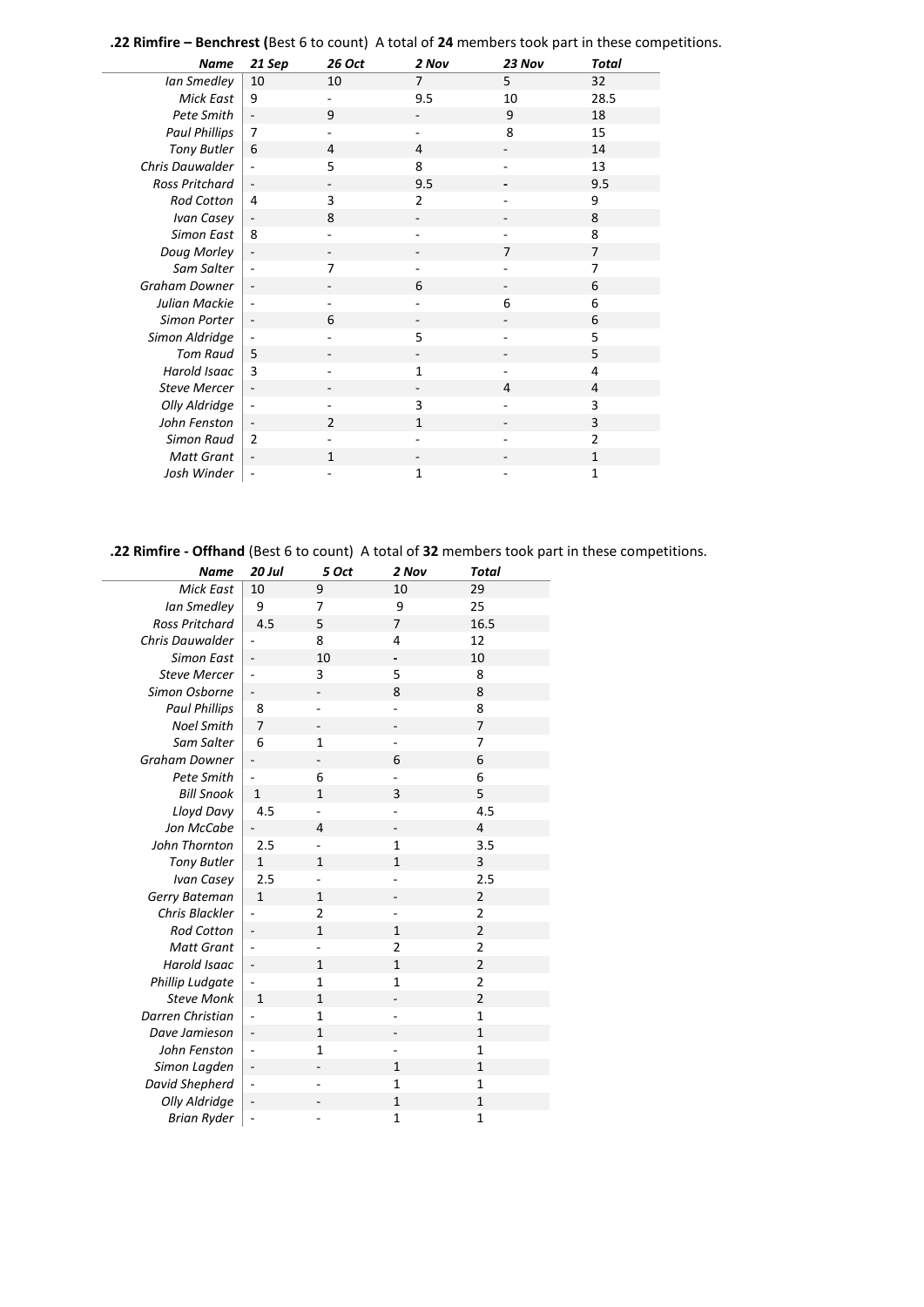**.22 Rimfire – Benchrest (**Best 6 to count)  A total of **24** members took part in these competitions.

| *Name* | *21 Sep* | *26 Oct* | *2 Nov* | *23 Nov* | *Total* |
|---|---|---|---|---|---|
| *Ian Smedley* | 10 | 10 | 7 | 5 | 32 |
| *Mick East* | 9 | - | 9.5 | 10 | 28.5 |
| *Pete Smith* | - | 9 | - | 9 | 18 |
| *Paul Phillips* | 7 | - | - | 8 | 15 |
| *Tony Butler* | 6 | 4 | 4 | - | 14 |
| *Chris Dauwalder* | - | 5 | 8 | - | 13 |
| *Ross Pritchard* | - | - | 9.5 | - | 9.5 |
| *Rod Cotton* | 4 | 3 | 2 | - | 9 |
| *Ivan Casey* | - | 8 | - | - | 8 |
| *Simon East* | 8 | - | - | - | 8 |
| *Doug Morley* | - | - | - | 7 | 7 |
| *Sam Salter* | - | 7 | - | - | 7 |
| *Graham Downer* | - | - | 6 | - | 6 |
| *Julian Mackie* | - | - | - | 6 | 6 |
| *Simon Porter* | - | 6 | - | - | 6 |
| *Simon Aldridge* | - | - | 5 | - | 5 |
| *Tom Raud* | 5 | - | - | - | 5 |
| *Harold Isaac* | 3 | - | 1 | - | 4 |
| *Steve Mercer* | - | - | - | 4 | 4 |
| *Olly Aldridge* | - | - | 3 | - | 3 |
| *John Fenston* | - | 2 | 1 | - | 3 |
| *Simon Raud* | 2 | - | - | - | 2 |
| *Matt Grant* | - | 1 | - | - | 1 |
| *Josh Winder* | - | - | 1 | - | 1 |

**.22 Rimfire - Offhand** (Best 6 to count)  A total of **32** members took part in these competitions.

| *Name* | *20 Jul* | *5 Oct* | *2 Nov* | *Total* |
|---|---|---|---|---|
| *Mick East* | 10 | 9 | 10 | 29 |
| *Ian Smedley* | 9 | 7 | 9 | 25 |
| *Ross Pritchard* | 4.5 | 5 | 7 | 16.5 |
| *Chris Dauwalder* | - | 8 | 4 | 12 |
| *Simon East* | - | 10 | - | 10 |
| *Steve Mercer* | - | 3 | 5 | 8 |
| *Simon Osborne* | - | - | 8 | 8 |
| *Paul Phillips* | 8 | - | - | 8 |
| *Noel Smith* | 7 | - | - | 7 |
| *Sam Salter* | 6 | 1 | - | 7 |
| *Graham Downer* | - | - | 6 | 6 |
| *Pete Smith* | - | 6 | - | 6 |
| *Bill Snook* | 1 | 1 | 3 | 5 |
| *Lloyd Davy* | 4.5 | - | - | 4.5 |
| *Jon McCabe* | - | 4 | - | 4 |
| *John Thornton* | 2.5 | - | 1 | 3.5 |
| *Tony Butler* | 1 | 1 | 1 | 3 |
| *Ivan Casey* | 2.5 | - | - | 2.5 |
| *Gerry Bateman* | 1 | 1 | - | 2 |
| *Chris Blackler* | - | 2 | - | 2 |
| *Rod Cotton* | - | 1 | 1 | 2 |
| *Matt Grant* | - | - | 2 | 2 |
| *Harold Isaac* | - | 1 | 1 | 2 |
| *Phillip Ludgate* | - | 1 | 1 | 2 |
| *Steve Monk* | 1 | 1 | - | 2 |
| *Darren Christian* | - | 1 | - | 1 |
| *Dave Jamieson* | - | 1 | - | 1 |
| *John Fenston* | - | 1 | - | 1 |
| *Simon Lagden* | - | - | 1 | 1 |
| *David Shepherd* | - | - | 1 | 1 |
| *Olly Aldridge* | - | - | 1 | 1 |
| *Brian Ryder* | - | - | 1 | 1 |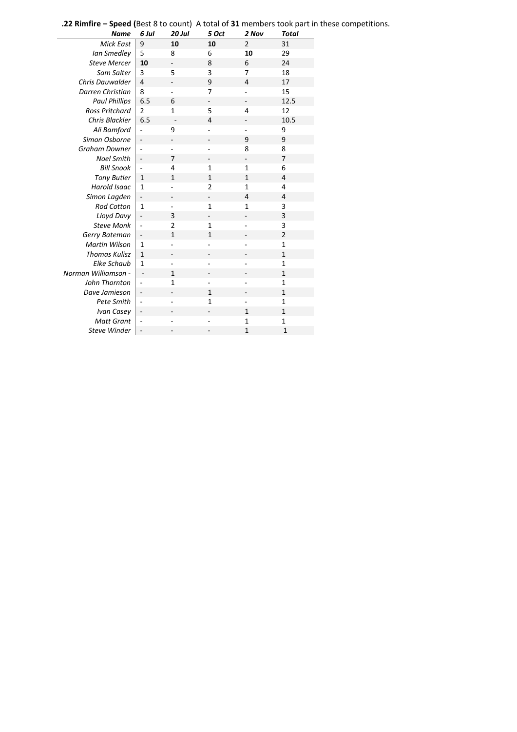**.22 Rimfire – Speed (**Best 8 to count) A total of **31** members took part in these competitions.

| *Name* | *6 Jul* | *20 Jul* | *5 Oct* | *2 Nov* | *Total* |
|---|---|---|---|---|---|
| *Mick East* | 9 | **10** | **10** | 2 | 31 |
| *Ian Smedley* | 5 | 8 | 6 | **10** | 29 |
| *Steve Mercer* | **10** | - | 8 | 6 | 24 |
| *Sam Salter* | 3 | 5 | 3 | 7 | 18 |
| *Chris Dauwalder* | 4 | - | 9 | 4 | 17 |
| *Darren Christian* | 8 | - | 7 | - | 15 |
| *Paul Phillips* | 6.5 | 6 | - | - | 12.5 |
| *Ross Pritchard* | 2 | 1 | 5 | 4 | 12 |
| *Chris Blackler* | 6.5 | - | 4 | - | 10.5 |
| *Ali Bamford* | - | 9 | - | - | 9 |
| *Simon Osborne* | - | - | - | 9 | 9 |
| *Graham Downer* | - | - | - | 8 | 8 |
| *Noel Smith* | - | 7 | - | - | 7 |
| *Bill Snook* | - | 4 | 1 | 1 | 6 |
| *Tony Butler* | 1 | 1 | 1 | 1 | 4 |
| *Harold Isaac* | 1 | - | 2 | 1 | 4 |
| *Simon Lagden* | - | - | - | 4 | 4 |
| *Rod Cotton* | 1 | - | 1 | 1 | 3 |
| *Lloyd Davy* | - | 3 | - | - | 3 |
| *Steve Monk* | - | 2 | 1 | - | 3 |
| *Gerry Bateman* | - | 1 | 1 | - | 2 |
| *Martin Wilson* | 1 | - | - | - | 1 |
| *Thomas Kulisz* | 1 | - | - | - | 1 |
| *Elke Schaub* | 1 | - | - | - | 1 |
| *Norman Williamson -* | - | 1 | - | - | 1 |
| *John Thornton* | - | 1 | - | - | 1 |
| *Dave Jamieson* | - | - | 1 | - | 1 |
| *Pete Smith* | - | - | 1 | - | 1 |
| *Ivan Casey* | - | - | - | 1 | 1 |
| *Matt Grant* | - | - | - | 1 | 1 |
| *Steve Winder* | - | - | - | 1 | 1 |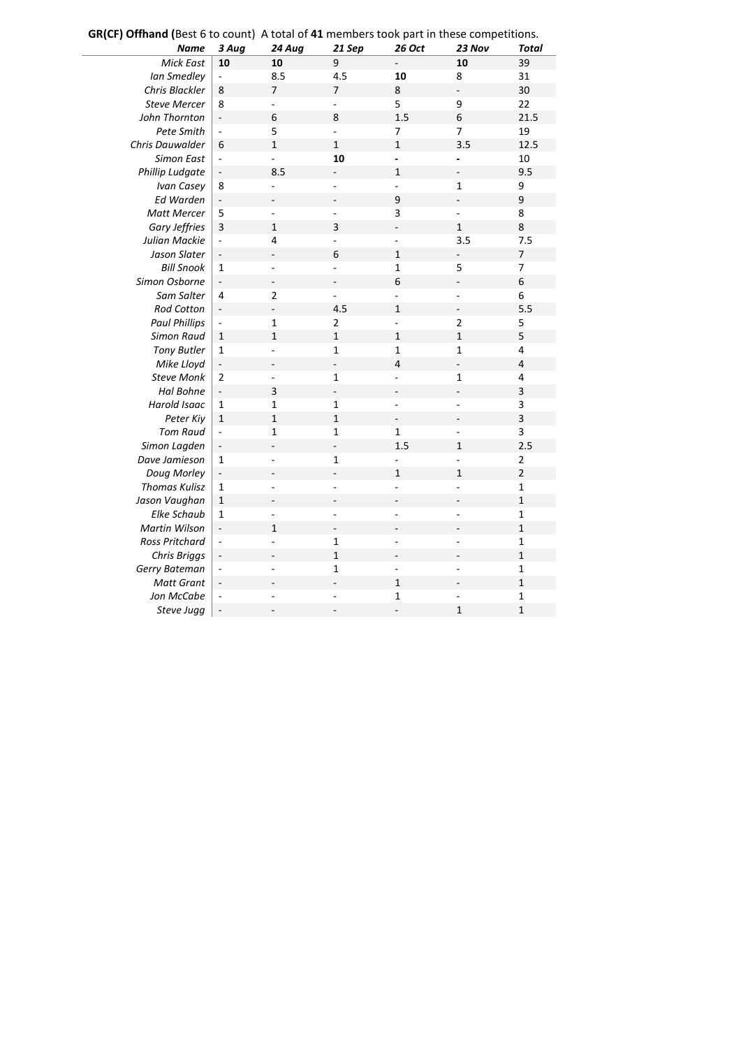**GR(CF) Offhand (**Best 6 to count) A total of **41** members took part in these competitions.

| *Name* | *3 Aug* | *24 Aug* | *21 Sep* | *26 Oct* | *23 Nov* | *Total* |
|---|---|---|---|---|---|---|
| *Mick East* | **10** | **10** | 9 | - | **10** | 39 |
| *Ian Smedley* | - | 8.5 | 4.5 | **10** | 8 | 31 |
| *Chris Blackler* | 8 | 7 | 7 | 8 | - | 30 |
| *Steve Mercer* | 8 | - | - | 5 | 9 | 22 |
| *John Thornton* | - | 6 | 8 | 1.5 | 6 | 21.5 |
| *Pete Smith* | - | 5 | - | 7 | 7 | 19 |
| *Chris Dauwalder* | 6 | 1 | 1 | 1 | 3.5 | 12.5 |
| *Simon East* | - | - | **10** | - | - | 10 |
| *Phillip Ludgate* | - | 8.5 | - | 1 | - | 9.5 |
| *Ivan Casey* | 8 | - | - | - | 1 | 9 |
| *Ed Warden* | - | - | - | 9 | - | 9 |
| *Matt Mercer* | 5 | - | - | 3 | - | 8 |
| *Gary Jeffries* | 3 | 1 | 3 | - | 1 | 8 |
| *Julian Mackie* | - | 4 | - | - | 3.5 | 7.5 |
| *Jason Slater* | - | - | 6 | 1 | - | 7 |
| *Bill Snook* | 1 | - | - | 1 | 5 | 7 |
| *Simon Osborne* | - | - | - | 6 | - | 6 |
| *Sam Salter* | 4 | 2 | - | - | - | 6 |
| *Rod Cotton* | - | - | 4.5 | 1 | - | 5.5 |
| *Paul Phillips* | - | 1 | 2 | - | 2 | 5 |
| *Simon Raud* | 1 | 1 | 1 | 1 | 1 | 5 |
| *Tony Butler* | 1 | - | 1 | 1 | 1 | 4 |
| *Mike Lloyd* | - | - | - | 4 | - | 4 |
| *Steve Monk* | 2 | - | 1 | - | 1 | 4 |
| *Hal Bohne* | - | 3 | - | - | - | 3 |
| *Harold Isaac* | 1 | 1 | 1 | - | - | 3 |
| *Peter Kiy* | 1 | 1 | 1 | - | - | 3 |
| *Tom Raud* | - | 1 | 1 | 1 | - | 3 |
| *Simon Lagden* | - | - | - | 1.5 | 1 | 2.5 |
| *Dave Jamieson* | 1 | - | 1 | - | - | 2 |
| *Doug Morley* | - | - | - | 1 | 1 | 2 |
| *Thomas Kulisz* | 1 | - | - | - | - | 1 |
| *Jason Vaughan* | 1 | - | - | - | - | 1 |
| *Elke Schaub* | 1 | - | - | - | - | 1 |
| *Martin Wilson* | - | 1 | - | - | - | 1 |
| *Ross Pritchard* | - | - | 1 | - | - | 1 |
| *Chris Briggs* | - | - | 1 | - | - | 1 |
| *Gerry Bateman* | - | - | 1 | - | - | 1 |
| *Matt Grant* | - | - | - | 1 | - | 1 |
| *Jon McCabe* | - | - | - | 1 | - | 1 |
| *Steve Jugg* | - | - | - | - | 1 | 1 |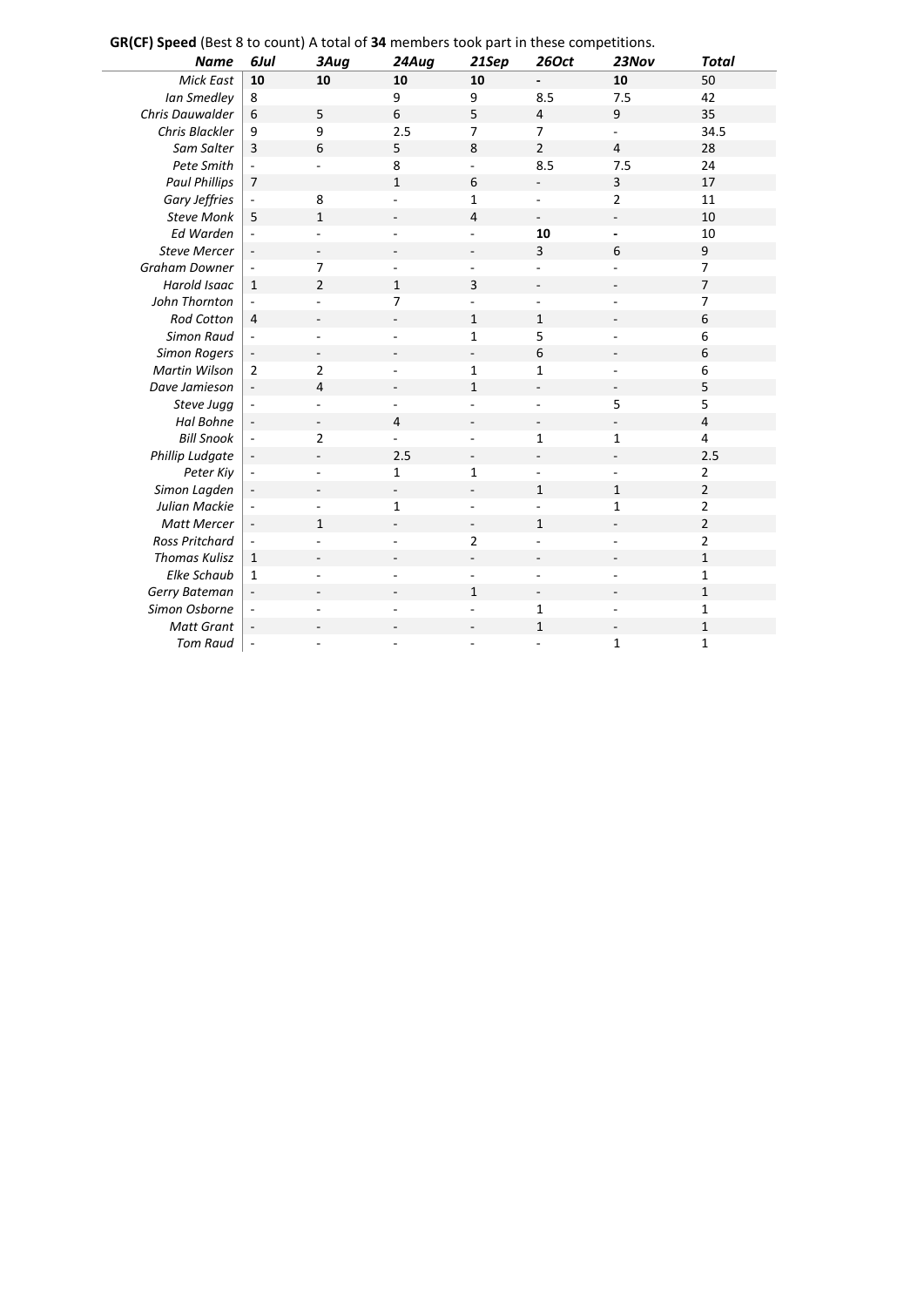**GR(CF) Speed** (Best 8 to count) A total of **34** members took part in these competitions.

| *Name* | *6Jul* | *3Aug* | *24Aug* | *21Sep* | *26Oct* | *23Nov* | *Total* |
|---|---|---|---|---|---|---|---|
| *Mick East* | **10** | **10** | **10** | **10** | - | **10** | 50 |
| *Ian Smedley* | 8 | | 9 | 9 | 8.5 | 7.5 | 42 |
| *Chris Dauwalder* | 6 | 5 | 6 | 5 | 4 | 9 | 35 |
| *Chris Blackler* | 9 | 9 | 2.5 | 7 | 7 | - | 34.5 |
| *Sam Salter* | 3 | 6 | 5 | 8 | 2 | 4 | 28 |
| *Pete Smith* | - | - | 8 | - | 8.5 | 7.5 | 24 |
| *Paul Phillips* | 7 | | 1 | 6 | - | 3 | 17 |
| *Gary Jeffries* | - | 8 | - | 1 | - | 2 | 11 |
| *Steve Monk* | 5 | 1 | - | 4 | - | - | 10 |
| *Ed Warden* | - | - | - | - | **10** | - | 10 |
| *Steve Mercer* | - | - | - | - | 3 | 6 | 9 |
| *Graham Downer* | - | 7 | - | - | - | - | 7 |
| *Harold Isaac* | 1 | 2 | 1 | 3 | - | - | 7 |
| *John Thornton* | - | - | 7 | - | - | - | 7 |
| *Rod Cotton* | 4 | - | - | 1 | 1 | - | 6 |
| *Simon Raud* | - | - | - | 1 | 5 | - | 6 |
| *Simon Rogers* | - | - | - | - | 6 | - | 6 |
| *Martin Wilson* | 2 | 2 | - | 1 | 1 | - | 6 |
| *Dave Jamieson* | - | 4 | - | 1 | - | - | 5 |
| *Steve Jugg* | - | - | - | - | - | 5 | 5 |
| *Hal Bohne* | - | - | 4 | - | - | - | 4 |
| *Bill Snook* | - | 2 | - | - | 1 | 1 | 4 |
| *Phillip Ludgate* | - | - | 2.5 | - | - | - | 2.5 |
| *Peter Kiy* | - | - | 1 | 1 | - | - | 2 |
| *Simon Lagden* | - | - | - | - | 1 | 1 | 2 |
| *Julian Mackie* | - | - | 1 | - | - | 1 | 2 |
| *Matt Mercer* | - | 1 | - | - | 1 | - | 2 |
| *Ross Pritchard* | - | - | - | 2 | - | - | 2 |
| *Thomas Kulisz* | 1 | - | - | - | - | - | 1 |
| *Elke Schaub* | 1 | - | - | - | - | - | 1 |
| *Gerry Bateman* | - | - | - | 1 | - | - | 1 |
| *Simon Osborne* | - | - | - | - | 1 | - | 1 |
| *Matt Grant* | - | - | - | - | 1 | - | 1 |
| *Tom Raud* | - | - | - | - | - | 1 | 1 |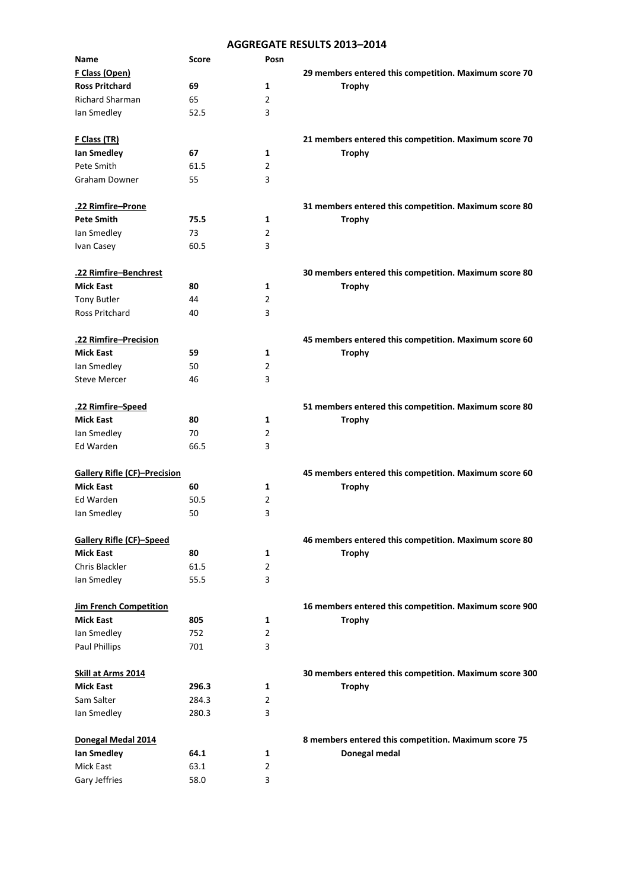# AGGREGATE RESULTS 2013–2014

| Name | Score | Posn | |
|---|---|---|---|
| **F Class (Open)** | | | **29 members entered this competition. Maximum score 70** |
| **Ross Pritchard** | **69** | **1** | **Trophy** |
| Richard Sharman | 65 | 2 | |
| Ian Smedley | 52.5 | 3 | |
| | | | |
| **F Class (TR)** | | | **21 members entered this competition. Maximum score 70** |
| **Ian Smedley** | **67** | **1** | **Trophy** |
| Pete Smith | 61.5 | 2 | |
| Graham Downer | 55 | 3 | |
| | | | |
| **.22 Rimfire–Prone** | | | **31 members entered this competition. Maximum score 80** |
| **Pete Smith** | **75.5** | **1** | **Trophy** |
| Ian Smedley | 73 | 2 | |
| Ivan Casey | 60.5 | 3 | |
| | | | |
| **.22 Rimfire–Benchrest** | | | **30 members entered this competition. Maximum score 80** |
| **Mick East** | **80** | **1** | **Trophy** |
| Tony Butler | 44 | 2 | |
| Ross Pritchard | 40 | 3 | |
| | | | |
| **.22 Rimfire–Precision** | | | **45 members entered this competition. Maximum score 60** |
| **Mick East** | **59** | **1** | **Trophy** |
| Ian Smedley | 50 | 2 | |
| Steve Mercer | 46 | 3 | |
| | | | |
| **.22 Rimfire–Speed** | | | **51 members entered this competition. Maximum score 80** |
| **Mick East** | **80** | **1** | **Trophy** |
| Ian Smedley | 70 | 2 | |
| Ed Warden | 66.5 | 3 | |
| | | | |
| **Gallery Rifle (CF)–Precision** | | | **45 members entered this competition. Maximum score 60** |
| **Mick East** | **60** | **1** | **Trophy** |
| Ed Warden | 50.5 | 2 | |
| Ian Smedley | 50 | 3 | |
| | | | |
| **Gallery Rifle (CF)–Speed** | | | **46 members entered this competition. Maximum score 80** |
| **Mick East** | **80** | **1** | **Trophy** |
| Chris Blackler | 61.5 | 2 | |
| Ian Smedley | 55.5 | 3 | |
| | | | |
| **Jim French Competition** | | | **16 members entered this competition. Maximum score 900** |
| **Mick East** | **805** | **1** | **Trophy** |
| Ian Smedley | 752 | 2 | |
| Paul Phillips | 701 | 3 | |
| | | | |
| **Skill at Arms 2014** | | | **30 members entered this competition. Maximum score 300** |
| **Mick East** | **296.3** | **1** | **Trophy** |
| Sam Salter | 284.3 | 2 | |
| Ian Smedley | 280.3 | 3 | |
| | | | |
| **Donegal Medal 2014** | | | **8 members entered this competition. Maximum score 75** |
| **Ian Smedley** | **64.1** | **1** | **Donegal medal** |
| Mick East | 63.1 | 2 | |
| Gary Jeffries | 58.0 | 3 | |